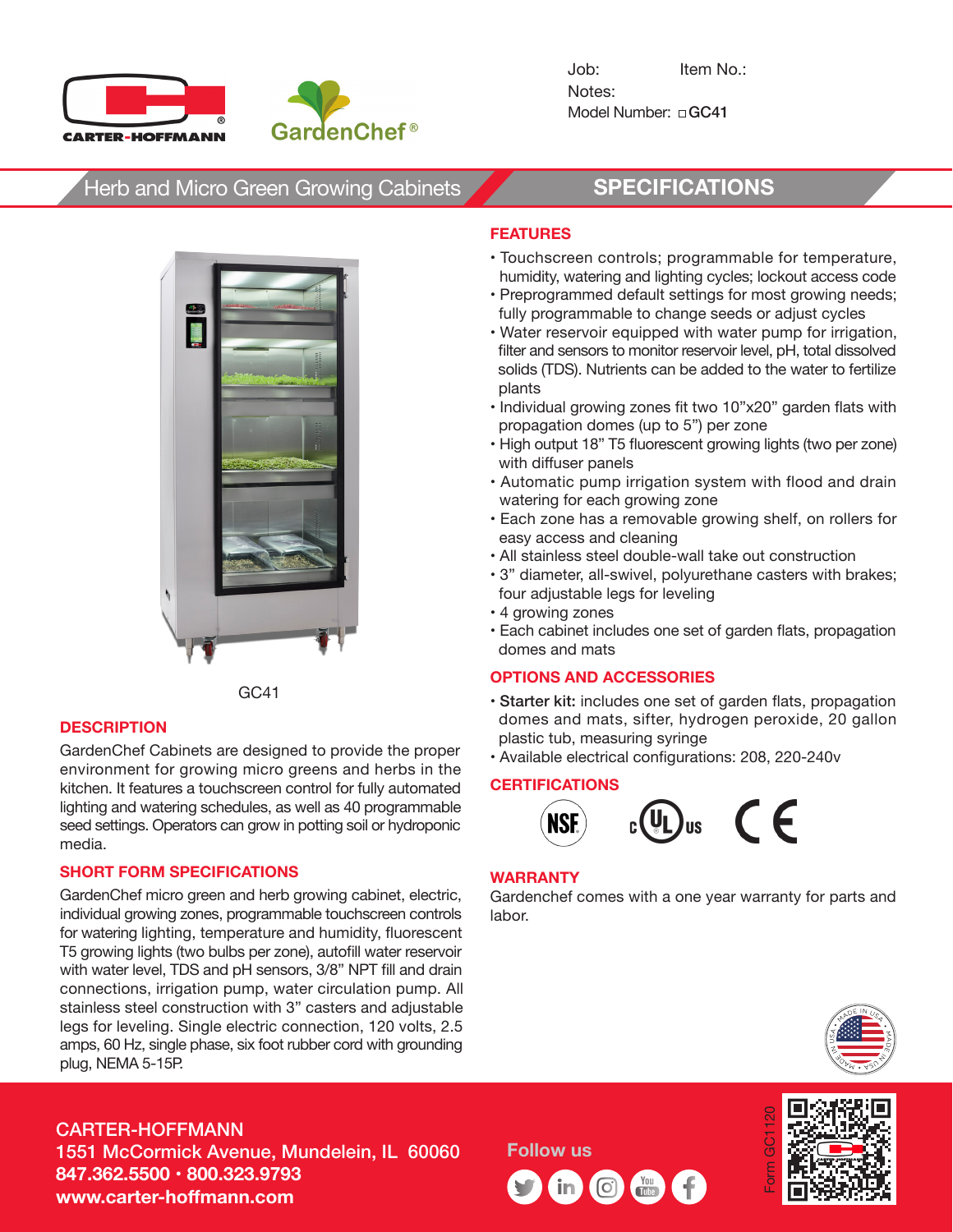CARTER-HOFFMANN

GardenChef®

Job: Item No.:

Notes:

Model Number: ☐ GC41

## Herb and Micro Green Growing Cabinets

## SPECIFICATIONS

GC41

### DESCRIPTION

GardenChef Cabinets are designed to provide the proper environment for growing micro greens and herbs in the kitchen. It features a touchscreen control for fully automated lighting and watering schedules, as well as 40 programmable seed settings. Operators can grow in potting soil or hydroponic media.

### SHORT FORM SPECIFICATIONS

GardenChef micro green and herb growing cabinet, electric, individual growing zones, programmable touchscreen controls for watering lighting, temperature and humidity, fluorescent T5 growing lights (two bulbs per zone), autofill water reservoir with water level, TDS and pH sensors, 3/8" NPT fill and drain connections, irrigation pump, water circulation pump. All stainless steel construction with 3" casters and adjustable legs for leveling. Single electric connection, 120 volts, 2.5 amps, 60 Hz, single phase, six foot rubber cord with grounding plug, NEMA 5-15P.

### FEATURES

- Touchscreen controls; programmable for temperature, humidity, watering and lighting cycles; lockout access code
- Preprogrammed default settings for most growing needs; fully programmable to change seeds or adjust cycles
- Water reservoir equipped with water pump for irrigation, filter and sensors to monitor reservoir level, pH, total dissolved solids (TDS). Nutrients can be added to the water to fertilize plants
- Individual growing zones fit two 10"x20" garden flats with propagation domes (up to 5") per zone
- High output 18" T5 fluorescent growing lights (two per zone) with diffuser panels
- Automatic pump irrigation system with flood and drain watering for each growing zone
- Each zone has a removable growing shelf, on rollers for easy access and cleaning
- All stainless steel double-wall take out construction
- 3" diameter, all-swivel, polyurethane casters with brakes; four adjustable legs for leveling
- 4 growing zones
- Each cabinet includes one set of garden flats, propagation domes and mats

### OPTIONS AND ACCESSORIES

- **Starter kit:** includes one set of garden flats, propagation domes and mats, sifter, hydrogen peroxide, 20 gallon plastic tub, measuring syringe
- Available electrical configurations: 208, 220-240v

### CERTIFICATIONS

NSF, cULus, CE

### WARRANTY

Gardenchef comes with a one year warranty for parts and labor.

MADE IN USA

CARTER-HOFFMANN
1551 McCormick Avenue, Mundelein, IL 60060
847.362.5500 • 800.323.9793
www.carter-hoffmann.com

Follow us

Form GC1120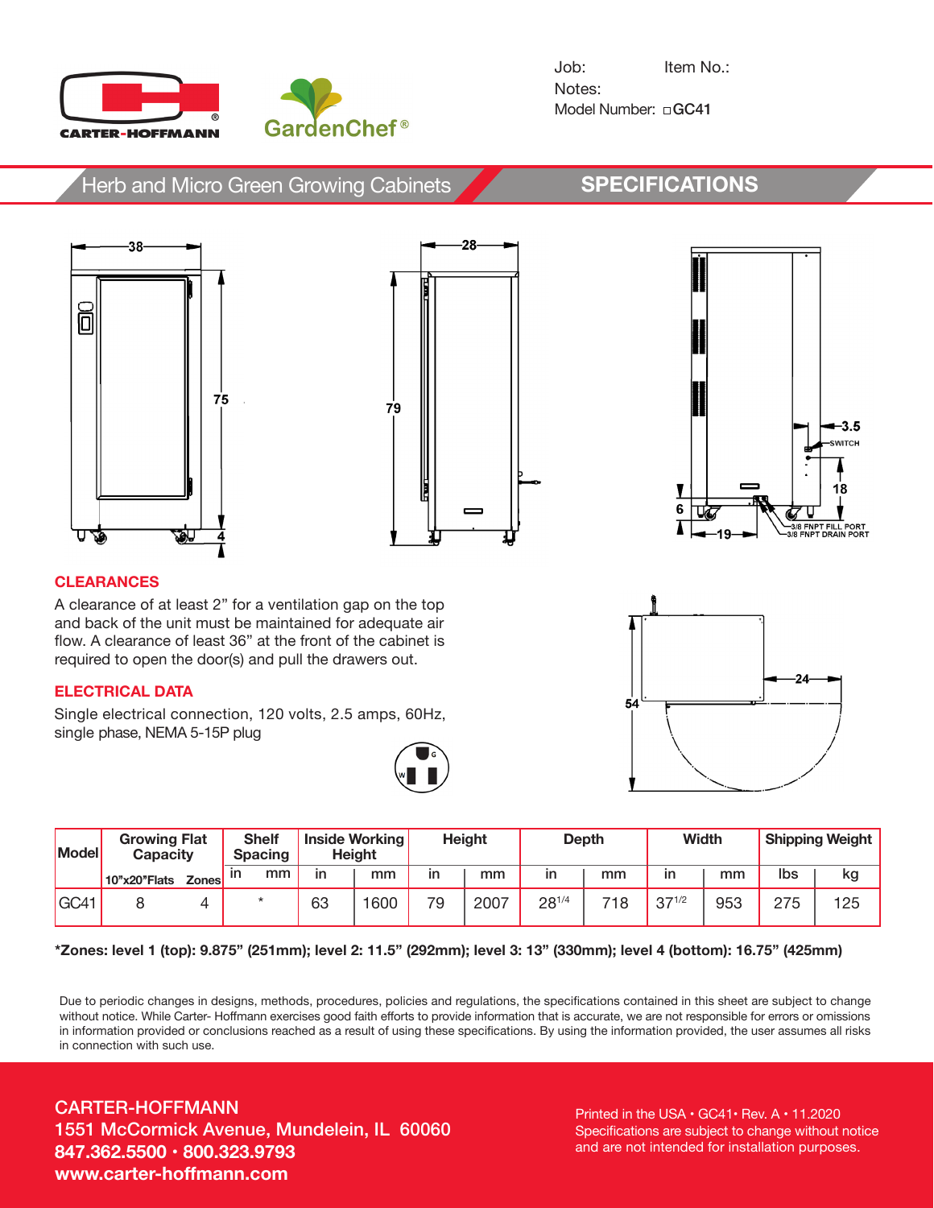Job: Item No.:

Notes:

Model Number: ☐GC41

## Herb and Micro Green Growing Cabinets

## SPECIFICATIONS

38

75

4

28

79

3.5

SWITCH

18

6

19

3/8 FNPT FILL PORT

3/8 FNPT DRAIN PORT

54

24

### CLEARANCES

A clearance of at least 2" for a ventilation gap on the top and back of the unit must be maintained for adequate air flow. A clearance of least 36" at the front of the cabinet is required to open the door(s) and pull the drawers out.

### ELECTRICAL DATA

Single electrical connection, 120 volts, 2.5 amps, 60Hz, single phase, NEMA 5-15P plug

| Model | Growing Flat Capacity | | Shelf Spacing | | Inside Working Height | | Height | | Depth | | Width | | Shipping Weight | |
|---|---|---|---|---|---|---|---|---|---|---|---|---|---|---|
| | 10"x20"Flats | Zones | in | mm | in | mm | in | mm | in | mm | in | mm | lbs | kg |
| GC41 | 8 | 4 | * | | 63 | 1600 | 79 | 2007 | $28^{1/4}$ | 718 | $37^{1/2}$ | 953 | 275 | 125 |

**\*Zones: level 1 (top): 9.875" (251mm); level 2: 11.5" (292mm); level 3: 13" (330mm); level 4 (bottom): 16.75" (425mm)**

Due to periodic changes in designs, methods, procedures, policies and regulations, the specifications contained in this sheet are subject to change without notice. While Carter- Hoffmann exercises good faith efforts to provide information that is accurate, we are not responsible for errors or omissions in information provided or conclusions reached as a result of using these specifications. By using the information provided, the user assumes all risks in connection with such use.

CARTER-HOFFMANN
**1551 McCormick Avenue, Mundelein, IL 60060**
**847.362.5500 • 800.323.9793**
**www.carter-hoffmann.com**

Printed in the USA • GC41• Rev. A • 11.2020
Specifications are subject to change without notice and are not intended for installation purposes.